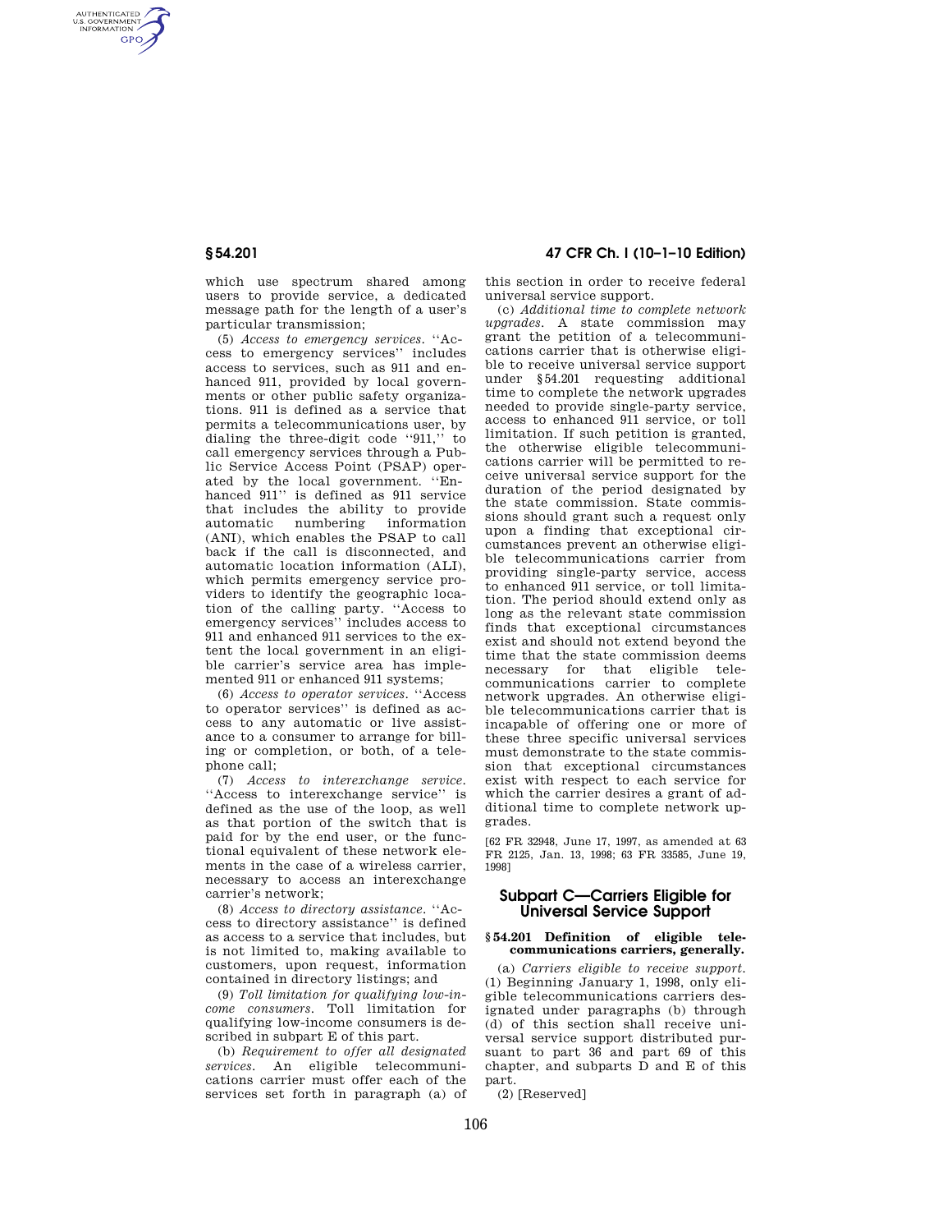which use spectrum shared among users to provide service, a dedicated message path for the length of a user's particular transmission;

(5) *Access to emergency services.* ''Access to emergency services'' includes access to services, such as 911 and enhanced 911, provided by local governments or other public safety organizations. 911 is defined as a service that permits a telecommunications user, by dialing the three-digit code ''911,'' to call emergency services through a Public Service Access Point (PSAP) operated by the local government. ''Enhanced 911'' is defined as 911 service that includes the ability to provide automatic numbering information (ANI), which enables the PSAP to call back if the call is disconnected, and automatic location information (ALI), which permits emergency service providers to identify the geographic location of the calling party. ''Access to emergency services'' includes access to 911 and enhanced 911 services to the extent the local government in an eligible carrier's service area has implemented 911 or enhanced 911 systems;

(6) *Access to operator services.* ''Access to operator services'' is defined as access to any automatic or live assistance to a consumer to arrange for billing or completion, or both, of a telephone call;

(7) *Access to interexchange service.* ''Access to interexchange service'' is defined as the use of the loop, as well as that portion of the switch that is paid for by the end user, or the functional equivalent of these network elements in the case of a wireless carrier, necessary to access an interexchange carrier's network;

(8) *Access to directory assistance.* ''Access to directory assistance'' is defined as access to a service that includes, but is not limited to, making available to customers, upon request, information contained in directory listings; and

(9) *Toll limitation for qualifying low-income consumers.* Toll limitation for qualifying low-income consumers is described in subpart E of this part.

(b) *Requirement to offer all designated services.* An eligible telecommunications carrier must offer each of the services set forth in paragraph (a) of this section in order to receive federal universal service support.

(c) *Additional time to complete network upgrades.* A state commission may grant the petition of a telecommunications carrier that is otherwise eligible to receive universal service support under §54.201 requesting additional time to complete the network upgrades needed to provide single-party service, access to enhanced 911 service, or toll limitation. If such petition is granted, the otherwise eligible telecommunications carrier will be permitted to receive universal service support for the duration of the period designated by the state commission. State commissions should grant such a request only upon a finding that exceptional circumstances prevent an otherwise eligible telecommunications carrier from providing single-party service, access to enhanced 911 service, or toll limitation. The period should extend only as long as the relevant state commission finds that exceptional circumstances exist and should not extend beyond the time that the state commission deems necessary for that eligible telecommunications carrier to complete network upgrades. An otherwise eligible telecommunications carrier that is incapable of offering one or more of these three specific universal services must demonstrate to the state commission that exceptional circumstances exist with respect to each service for which the carrier desires a grant of additional time to complete network upgrades.

[62 FR 32948, June 17, 1997, as amended at 63 FR 2125, Jan. 13, 1998; 63 FR 33585, June 19, 1998]

## Subpart C—Carriers Eligible for Universal Service Support

### §54.201 Definition of eligible telecommunications carriers, generally.

(a) *Carriers eligible to receive support.* (1) Beginning January 1, 1998, only eligible telecommunications carriers designated under paragraphs (b) through (d) of this section shall receive universal service support distributed pursuant to part 36 and part 69 of this chapter, and subparts D and E of this part.

(2) [Reserved]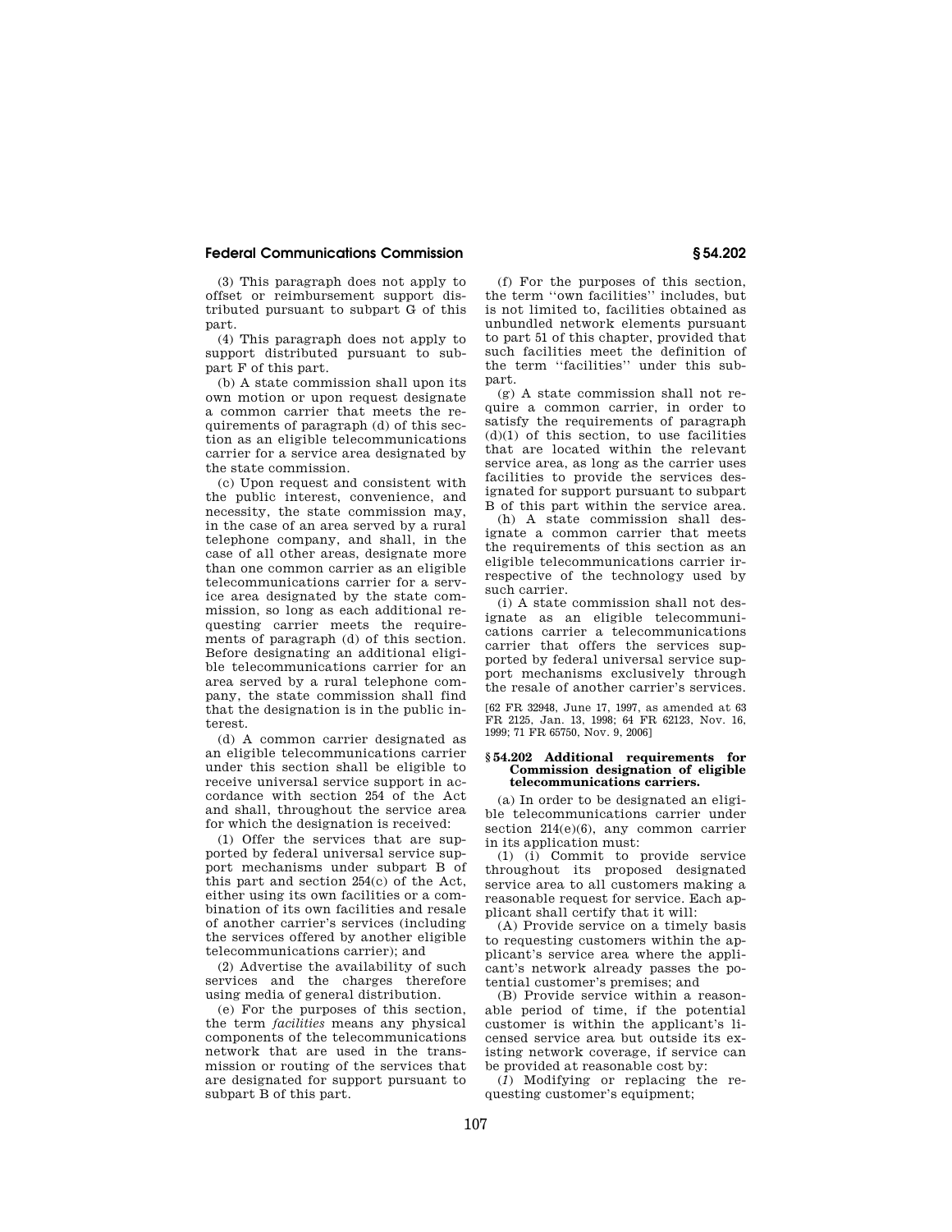(3) This paragraph does not apply to offset or reimbursement support distributed pursuant to subpart G of this part.

(4) This paragraph does not apply to support distributed pursuant to subpart F of this part.

(b) A state commission shall upon its own motion or upon request designate a common carrier that meets the requirements of paragraph (d) of this section as an eligible telecommunications carrier for a service area designated by the state commission.

(c) Upon request and consistent with the public interest, convenience, and necessity, the state commission may, in the case of an area served by a rural telephone company, and shall, in the case of all other areas, designate more than one common carrier as an eligible telecommunications carrier for a service area designated by the state commission, so long as each additional requesting carrier meets the requirements of paragraph (d) of this section. Before designating an additional eligible telecommunications carrier for an area served by a rural telephone company, the state commission shall find that the designation is in the public interest.

(d) A common carrier designated as an eligible telecommunications carrier under this section shall be eligible to receive universal service support in accordance with section 254 of the Act and shall, throughout the service area for which the designation is received:

(1) Offer the services that are supported by federal universal service support mechanisms under subpart B of this part and section 254(c) of the Act, either using its own facilities or a combination of its own facilities and resale of another carrier's services (including the services offered by another eligible telecommunications carrier); and

(2) Advertise the availability of such services and the charges therefore using media of general distribution.

(e) For the purposes of this section, the term *facilities* means any physical components of the telecommunications network that are used in the transmission or routing of the services that are designated for support pursuant to subpart B of this part.

(f) For the purposes of this section, the term ''own facilities'' includes, but is not limited to, facilities obtained as unbundled network elements pursuant to part 51 of this chapter, provided that such facilities meet the definition of the term ''facilities'' under this subpart.

(g) A state commission shall not require a common carrier, in order to satisfy the requirements of paragraph (d)(1) of this section, to use facilities that are located within the relevant service area, as long as the carrier uses facilities to provide the services designated for support pursuant to subpart B of this part within the service area.

(h) A state commission shall designate a common carrier that meets the requirements of this section as an eligible telecommunications carrier irrespective of the technology used by such carrier.

(i) A state commission shall not designate as an eligible telecommunications carrier a telecommunications carrier that offers the services supported by federal universal service support mechanisms exclusively through the resale of another carrier's services.

[62 FR 32948, June 17, 1997, as amended at 63 FR 2125, Jan. 13, 1998; 64 FR 62123, Nov. 16, 1999; 71 FR 65750, Nov. 9, 2006]

### § 54.202 Additional requirements for Commission designation of eligible telecommunications carriers.

(a) In order to be designated an eligible telecommunications carrier under section 214(e)(6), any common carrier in its application must:

(1) (i) Commit to provide service throughout its proposed designated service area to all customers making a reasonable request for service. Each applicant shall certify that it will:

(A) Provide service on a timely basis to requesting customers within the applicant's service area where the applicant's network already passes the potential customer's premises; and

(B) Provide service within a reasonable period of time, if the potential customer is within the applicant's licensed service area but outside its existing network coverage, if service can be provided at reasonable cost by:

(*1*) Modifying or replacing the requesting customer's equipment;